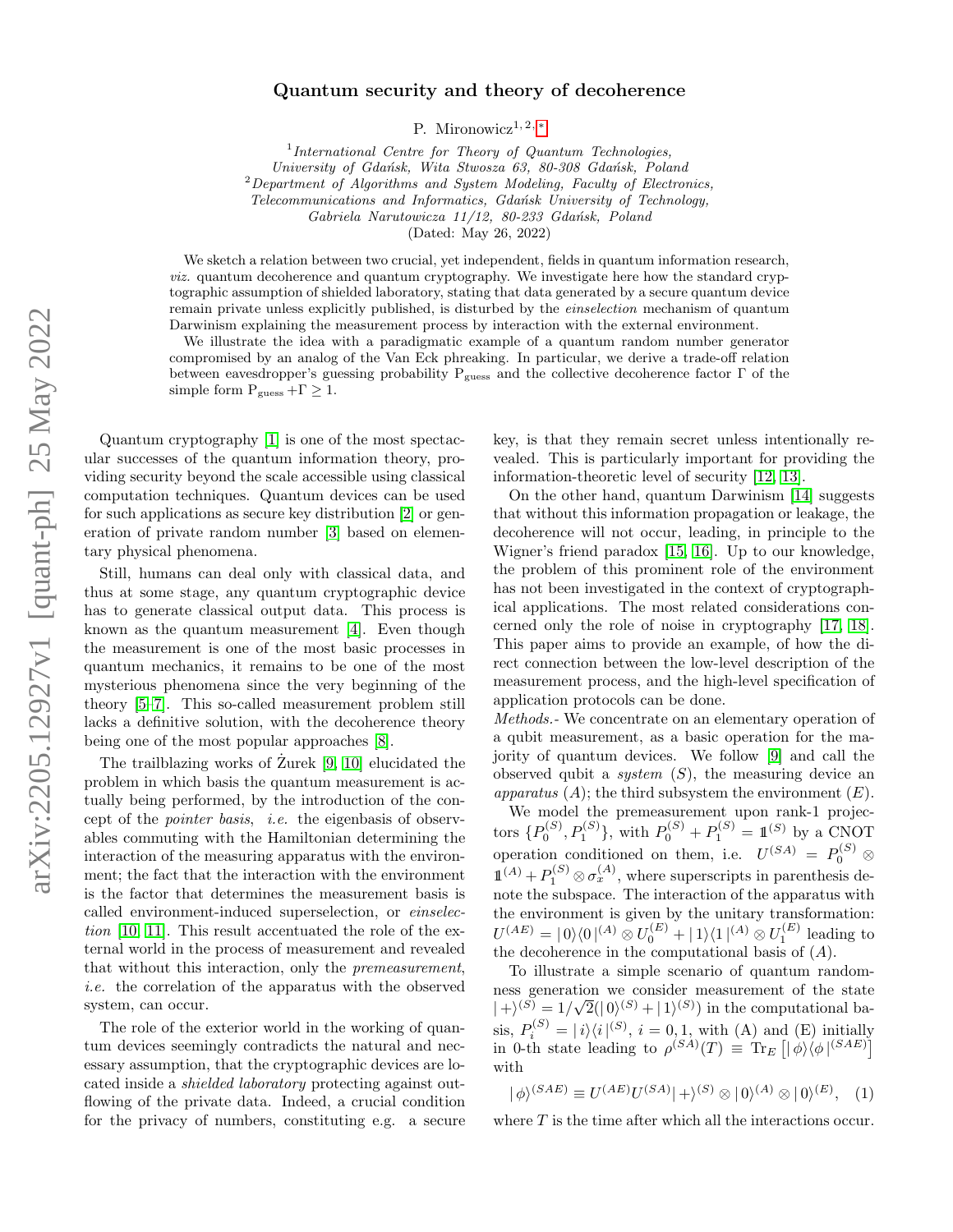# Quantum security and theory of decoherence

P. Mironowicz[1,2,*]

[1] *International Centre for Theory of Quantum Technologies, University of Gdańsk, Wita Stwosza 63, 80-308 Gdańsk, Poland*
[2] *Department of Algorithms and System Modeling, Faculty of Electronics, Telecommunications and Informatics, Gdańsk University of Technology, Gabriela Narutowicza 11/12, 80-233 Gdańsk, Poland*

(Dated: May 26, 2022)

We sketch a relation between two crucial, yet independent, fields in quantum information research, *viz.* quantum decoherence and quantum cryptography. We investigate here how the standard cryptographic assumption of shielded laboratory, stating that data generated by a secure quantum device remain private unless explicitly published, is disturbed by the *einselection* mechanism of quantum Darwinism explaining the measurement process by interaction with the external environment.

We illustrate the idea with a paradigmatic example of a quantum random number generator compromised by an analog of the Van Eck phreaking. In particular, we derive a trade-off relation between eavesdropper's guessing probability $\mathrm{P_{guess}}$ and the collective decoherence factor $\Gamma$ of the simple form $\mathrm{P_{guess}} + \Gamma \geq 1$.

Quantum cryptography [1] is one of the most spectacular successes of the quantum information theory, providing security beyond the scale accessible using classical computation techniques. Quantum devices can be used for such applications as secure key distribution [2] or generation of private random number [3] based on elementary physical phenomena.

Still, humans can deal only with classical data, and thus at some stage, any quantum cryptographic device has to generate classical output data. This process is known as the quantum measurement [4]. Even though the measurement is one of the most basic processes in quantum mechanics, it remains to be one of the most mysterious phenomena since the very beginning of the theory [5–7]. This so-called measurement problem still lacks a definitive solution, with the decoherence theory being one of the most popular approaches [8].

The trailblazing works of Żurek [9, 10] elucidated the problem in which basis the quantum measurement is actually being performed, by the introduction of the concept of the *pointer basis*, *i.e.* the eigenbasis of observables commuting with the Hamiltonian determining the interaction of the measuring apparatus with the environment; the fact that the interaction with the environment is the factor that determines the measurement basis is called environment-induced superselection, or *einselection* [10, 11]. This result accentuated the role of the external world in the process of measurement and revealed that without this interaction, only the *premeasurement*, *i.e.* the correlation of the apparatus with the observed system, can occur.

The role of the exterior world in the working of quantum devices seemingly contradicts the natural and necessary assumption, that the cryptographic devices are located inside a *shielded laboratory* protecting against outflowing of the private data. Indeed, a crucial condition for the privacy of numbers, constituting e.g. a secure key, is that they remain secret unless intentionally revealed. This is particularly important for providing the information-theoretic level of security [12, 13].

On the other hand, quantum Darwinism [14] suggests that without this information propagation or leakage, the decoherence will not occur, leading, in principle to the Wigner's friend paradox [15, 16]. Up to our knowledge, the problem of this prominent role of the environment has not been investigated in the context of cryptographical applications. The most related considerations concerned only the role of noise in cryptography [17, 18]. This paper aims to provide an example, of how the direct connection between the low-level description of the measurement process, and the high-level specification of application protocols can be done.

*Methods.*- We concentrate on an elementary operation of a qubit measurement, as a basic operation for the majority of quantum devices. We follow [9] and call the observed qubit a *system* ($S$), the measuring device an *apparatus* ($A$); the third subsystem the environment ($E$).

We model the premeasurement upon rank-1 projectors $\{P_0^{(S)}, P_1^{(S)}\}$, with $P_0^{(S)} + P_1^{(S)} = \mathbb{1}^{(S)}$ by a CNOT operation conditioned on them, i.e. $U^{(SA)} = P_0^{(S)} \otimes \mathbb{1}^{(A)} + P_1^{(S)} \otimes \sigma_x^{(A)}$, where superscripts in parenthesis denote the subspace. The interaction of the apparatus with the environment is given by the unitary transformation: $U^{(AE)} = |0\rangle\langle 0|^{(A)} \otimes U_0^{(E)} + |1\rangle\langle 1|^{(A)} \otimes U_1^{(E)}$ leading to the decoherence in the computational basis of ($A$).

To illustrate a simple scenario of quantum randomness generation we consider measurement of the state $|+\rangle^{(S)} = 1/\sqrt{2}(|0\rangle^{(S)} + |1\rangle^{(S)})$ in the computational basis, $P_i^{(S)} = |i\rangle\langle i|^{(S)}$, $i = 0, 1$, with (A) and (E) initially in 0-th state leading to $\rho^{(SA)}(T) \equiv \mathrm{Tr}_E \left[|\phi\rangle\langle\phi|^{(SAE)}\right]$ with

$$|\phi\rangle^{(SAE)} \equiv U^{(AE)} U^{(SA)} |+\rangle^{(S)} \otimes |0\rangle^{(A)} \otimes |0\rangle^{(E)}, \quad (1)$$

where $T$ is the time after which all the interactions occur.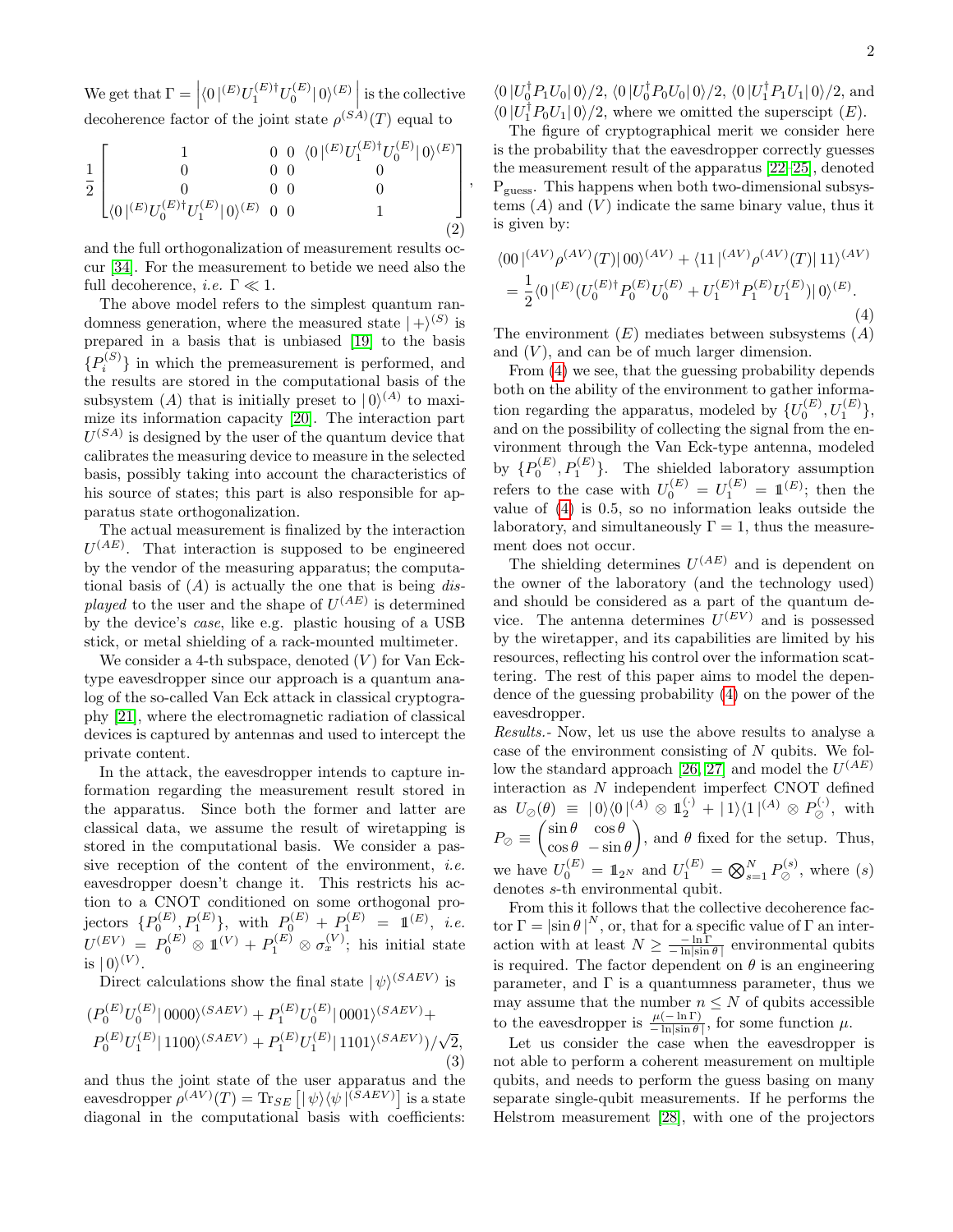We get that $\Gamma = \left|\langle 0\,|^{(E)} U_1^{(E)\dagger} U_0^{(E)} |\, 0\rangle^{(E)}\right|$ is the collective decoherence factor of the joint state $\rho^{(SA)}(T)$ equal to

$$\frac{1}{2}\begin{bmatrix} 1 & 0 & 0 & \langle 0\,|^{(E)} U_1^{(E)\dagger} U_0^{(E)} |\, 0\rangle^{(E)} \\ 0 & 0 & 0 & 0 \\ 0 & 0 & 0 & 0 \\ \langle 0\,|^{(E)} U_0^{(E)\dagger} U_1^{(E)} |\, 0\rangle^{(E)} & 0 & 0 & 1 \end{bmatrix}, \tag{2}$$

and the full orthogonalization of measurement results occur [34]. For the measurement to betide we need also the full decoherence, *i.e.* $\Gamma \ll 1$.

The above model refers to the simplest quantum randomness generation, where the measured state $|+\rangle^{(S)}$ is prepared in a basis that is unbiased [19] to the basis $\{P_i^{(S)}\}$ in which the premeasurement is performed, and the results are stored in the computational basis of the subsystem $(A)$ that is initially preset to $|0\rangle^{(A)}$ to maximize its information capacity [20]. The interaction part $U^{(SA)}$ is designed by the user of the quantum device that calibrates the measuring device to measure in the selected basis, possibly taking into account the characteristics of his source of states; this part is also responsible for apparatus state orthogonalization.

The actual measurement is finalized by the interaction $U^{(AE)}$. That interaction is supposed to be engineered by the vendor of the measuring apparatus; the computational basis of $(A)$ is actually the one that is being *displayed* to the user and the shape of $U^{(AE)}$ is determined by the device's *case*, like e.g. plastic housing of a USB stick, or metal shielding of a rack-mounted multimeter.

We consider a 4-th subspace, denoted $(V)$ for Van Eck-type eavesdropper since our approach is a quantum analog of the so-called Van Eck attack in classical cryptography [21], where the electromagnetic radiation of classical devices is captured by antennas and used to intercept the private content.

In the attack, the eavesdropper intends to capture information regarding the measurement result stored in the apparatus. Since both the former and latter are classical data, we assume the result of wiretapping is stored in the computational basis. We consider a passive reception of the content of the environment, *i.e.* eavesdropper doesn't change it. This restricts his action to a CNOT conditioned on some orthogonal projectors $\{P_0^{(E)}, P_1^{(E)}\}$, with $P_0^{(E)} + P_1^{(E)} = \mathbb{1}^{(E)}$, *i.e.* $U^{(EV)} = P_0^{(E)} \otimes \mathbb{1}^{(V)} + P_1^{(E)} \otimes \sigma_x^{(V)}$; his initial state is $|0\rangle^{(V)}$.

Direct calculations show the final state $|\psi\rangle^{(SAEV)}$ is

$$\begin{aligned}(&P_0^{(E)} U_0^{(E)} |\, 0000\rangle^{(SAEV)} + P_1^{(E)} U_0^{(E)} |\, 0001\rangle^{(SAEV)} + \\ &P_0^{(E)} U_1^{(E)} |\, 1100\rangle^{(SAEV)} + P_1^{(E)} U_1^{(E)} |\, 1101\rangle^{(SAEV)})/\sqrt{2},\end{aligned} \tag{3}$$

and thus the joint state of the user apparatus and the eavesdropper $\rho^{(AV)}(T) = \mathrm{Tr}_{SE}\left[|\,\psi\rangle\langle\psi\,|^{(SAEV)}\right]$ is a state diagonal in the computational basis with coefficients: $\langle 0\,| U_0^\dagger P_1 U_0 |\, 0\rangle/2$, $\langle 0\,| U_0^\dagger P_0 U_0 |\, 0\rangle/2$, $\langle 0\,| U_1^\dagger P_1 U_1 |\, 0\rangle/2$, and $\langle 0\,| U_1^\dagger P_0 U_1 |\, 0\rangle/2$, where we omitted the superscipt $(E)$.

The figure of cryptographical merit we consider here is the probability that the eavesdropper correctly guesses the measurement result of the apparatus [22–25], denoted $\mathrm{P}_{\text{guess}}$. This happens when both two-dimensional subsystems $(A)$ and $(V)$ indicate the same binary value, thus it is given by:

$$\begin{aligned}&\langle 00\,|^{(AV)} \rho^{(AV)}(T) |\, 00\rangle^{(AV)} + \langle 11\,|^{(AV)} \rho^{(AV)}(T) |\, 11\rangle^{(AV)} \\ &= \frac{1}{2}\langle 0\,|^{(E)} (U_0^{(E)\dagger} P_0^{(E)} U_0^{(E)} + U_1^{(E)\dagger} P_1^{(E)} U_1^{(E)}) |\, 0\rangle^{(E)}.\end{aligned} \tag{4}$$

The environment $(E)$ mediates between subsystems $(A)$ and $(V)$, and can be of much larger dimension.

From (4) we see, that the guessing probability depends both on the ability of the environment to gather information regarding the apparatus, modeled by $\{U_0^{(E)}, U_1^{(E)}\}$, and on the possibility of collecting the signal from the environment through the Van Eck-type antenna, modeled by $\{P_0^{(E)}, P_1^{(E)}\}$. The shielded laboratory assumption refers to the case with $U_0^{(E)} = U_1^{(E)} = \mathbb{1}^{(E)}$; then the value of (4) is 0.5, so no information leaks outside the laboratory, and simultaneously $\Gamma = 1$, thus the measurement does not occur.

The shielding determines $U^{(AE)}$ and is dependent on the owner of the laboratory (and the technology used) and should be considered as a part of the quantum device. The antenna determines $U^{(EV)}$ and is possessed by the wiretapper, and its capabilities are limited by his resources, reflecting his control over the information scattering. The rest of this paper aims to model the dependence of the guessing probability (4) on the power of the eavesdropper.

*Results.-* Now, let us use the above results to analyse a case of the environment consisting of $N$ qubits. We follow the standard approach [26, 27] and model the $U^{(AE)}$ interaction as $N$ independent imperfect CNOT defined as $U_\oslash(\theta) \equiv |\,0\rangle\langle 0\,|^{(A)} \otimes \mathbb{1}_2^{(\cdot)} + |\,1\rangle\langle 1\,|^{(A)} \otimes P_\oslash^{(\cdot)}$, with $P_\oslash \equiv \begin{pmatrix} \sin\theta & \cos\theta \\ \cos\theta & -\sin\theta \end{pmatrix}$, and $\theta$ fixed for the setup. Thus, we have $U_0^{(E)} = \mathbb{1}_{2^N}$ and $U_1^{(E)} = \bigotimes_{s=1}^N P_\oslash^{(s)}$, where $(s)$ denotes $s$-th environmental qubit.

From this it follows that the collective decoherence factor $\Gamma = |\sin\theta\,|^N$, or, that for a specific value of $\Gamma$ an interaction with at least $N \geq \frac{-\ln\Gamma}{-\ln|\sin\theta|}$ environmental qubits is required. The factor dependent on $\theta$ is an engineering parameter, and $\Gamma$ is a quantumness parameter, thus we may assume that the number $n \leq N$ of qubits accessible to the eavesdropper is $\frac{\mu(-\ln\Gamma)}{-\ln|\sin\theta|}$, for some function $\mu$.

Let us consider the case when the eavesdropper is not able to perform a coherent measurement on multiple qubits, and needs to perform the guess basing on many separate single-qubit measurements. If he performs the Helstrom measurement [28], with one of the projectors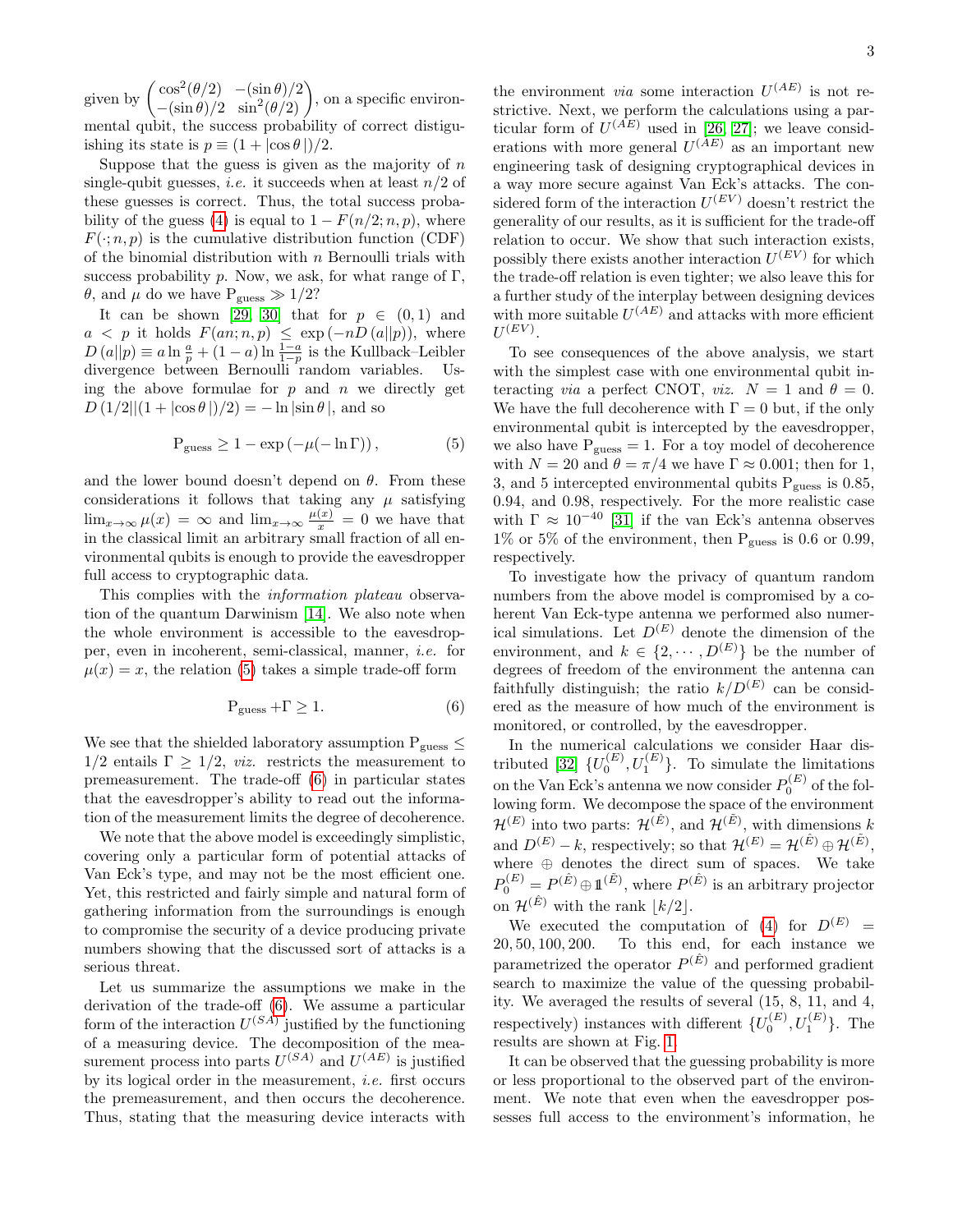given by $\begin{pmatrix} \cos^2(\theta/2) & -(\sin\theta)/2 \\ -(\sin\theta)/2 & \sin^2(\theta/2) \end{pmatrix}$, on a specific environmental qubit, the success probability of correct distiguishing its state is $p \equiv (1+|\cos\theta|)/2$.

Suppose that the guess is given as the majority of $n$ single-qubit guesses, *i.e.* it succeeds when at least $n/2$ of these guesses is correct. Thus, the total success probability of the guess (4) is equal to $1 - F(n/2; n, p)$, where $F(\cdot; n, p)$ is the cumulative distribution function (CDF) of the binomial distribution with $n$ Bernoulli trials with success probability $p$. Now, we ask, for what range of $\Gamma$, $\theta$, and $\mu$ do we have $\mathrm{P}_{\text{guess}} \gg 1/2$?

It can be shown [29, 30] that for $p \in (0,1)$ and $a < p$ it holds $F(an; n, p) \leq \exp\left(-nD\left(a||p\right)\right)$, where $D\left(a||p\right) \equiv a \ln\frac{a}{p} + (1-a)\ln\frac{1-a}{1-p}$ is the Kullback–Leibler divergence between Bernoulli random variables. Using the above formulae for $p$ and $n$ we directly get $D\left(1/2||(1+|\cos\theta|)/2\right) = -\ln|\sin\theta|$, and so

$$\mathrm{P}_{\text{guess}} \geq 1 - \exp\left(-\mu(-\ln\Gamma)\right), \tag{5}$$

and the lower bound doesn't depend on $\theta$. From these considerations it follows that taking any $\mu$ satisfying $\lim_{x\to\infty}\mu(x) = \infty$ and $\lim_{x\to\infty}\frac{\mu(x)}{x} = 0$ we have that in the classical limit an arbitrary small fraction of all environmental qubits is enough to provide the eavesdropper full access to cryptographic data.

This complies with the *information plateau* observation of the quantum Darwinism [14]. We also note when the whole environment is accessible to the eavesdropper, even in incoherent, semi-classical, manner, *i.e.* for $\mu(x) = x$, the relation (5) takes a simple trade-off form

$$\mathrm{P}_{\text{guess}} + \Gamma \geq 1. \tag{6}$$

We see that the shielded laboratory assumption $\mathrm{P}_{\text{guess}} \leq 1/2$ entails $\Gamma \geq 1/2$, *viz.* restricts the measurement to premeasurement. The trade-off (6) in particular states that the eavesdropper's ability to read out the information of the measurement limits the degree of decoherence.

We note that the above model is exceedingly simplistic, covering only a particular form of potential attacks of Van Eck's type, and may not be the most efficient one. Yet, this restricted and fairly simple and natural form of gathering information from the surroundings is enough to compromise the security of a device producing private numbers showing that the discussed sort of attacks is a serious threat.

Let us summarize the assumptions we make in the derivation of the trade-off (6). We assume a particular form of the interaction $U^{(SA)}$ justified by the functioning of a measuring device. The decomposition of the measurement process into parts $U^{(SA)}$ and $U^{(AE)}$ is justified by its logical order in the measurement, *i.e.* first occurs the premeasurement, and then occurs the decoherence. Thus, stating that the measuring device interacts with the environment *via* some interaction $U^{(AE)}$ is not restrictive. Next, we perform the calculations using a particular form of $U^{(AE)}$ used in [26, 27]; we leave considerations with more general $U^{(AE)}$ as an important new engineering task of designing cryptographical devices in a way more secure against Van Eck's attacks. The considered form of the interaction $U^{(EV)}$ doesn't restrict the generality of our results, as it is sufficient for the trade-off relation to occur. We show that such interaction exists, possibly there exists another interaction $U^{(EV)}$ for which the trade-off relation is even tighter; we also leave this for a further study of the interplay between designing devices with more suitable $U^{(AE)}$ and attacks with more efficient $U^{(EV)}$.

To see consequences of the above analysis, we start with the simplest case with one environmental qubit interacting *via* a perfect CNOT, *viz.* $N = 1$ and $\theta = 0$. We have the full decoherence with $\Gamma = 0$ but, if the only environmental qubit is intercepted by the eavesdropper, we also have $\mathrm{P}_{\text{guess}} = 1$. For a toy model of decoherence with $N = 20$ and $\theta = \pi/4$ we have $\Gamma \approx 0.001$; then for 1, 3, and 5 intercepted environmental qubits $\mathrm{P}_{\text{guess}}$ is 0.85, 0.94, and 0.98, respectively. For the more realistic case with $\Gamma \approx 10^{-40}$ [31] if the van Eck's antenna observes 1% or 5% of the environment, then $\mathrm{P}_{\text{guess}}$ is 0.6 or 0.99, respectively.

To investigate how the privacy of quantum random numbers from the above model is compromised by a coherent Van Eck-type antenna we performed also numerical simulations. Let $D^{(E)}$ denote the dimension of the environment, and $k \in \{2, \cdots, D^{(E)}\}$ be the number of degrees of freedom of the environment the antenna can faithfully distinguish; the ratio $k/D^{(E)}$ can be considered as the measure of how much of the environment is monitored, or controlled, by the eavesdropper.

In the numerical calculations we consider Haar distributed [32] $\{U_0^{(E)}, U_1^{(E)}\}$. To simulate the limitations on the Van Eck's antenna we now consider $P_0^{(E)}$ of the following form. We decompose the space of the environment $\mathcal{H}^{(E)}$ into two parts: $\mathcal{H}^{(\hat{E})}$, and $\mathcal{H}^{(\tilde{E})}$, with dimensions $k$ and $D^{(E)} - k$, respectively; so that $\mathcal{H}^{(E)} = \mathcal{H}^{(\hat{E})} \oplus \mathcal{H}^{(\tilde{E})}$, where $\oplus$ denotes the direct sum of spaces. We take $P_0^{(E)} = P^{(\hat{E})} \oplus \mathbb{1}^{(\tilde{E})}$, where $P^{(\hat{E})}$ is an arbitrary projector on $\mathcal{H}^{(\hat{E})}$ with the rank $\lfloor k/2 \rfloor$.

We executed the computation of (4) for $D^{(E)} = 20, 50, 100, 200$. To this end, for each instance we parametrized the operator $P^{(\hat{E})}$ and performed gradient search to maximize the value of the quessing probability. We averaged the results of several (15, 8, 11, and 4, respectively) instances with different $\{U_0^{(E)}, U_1^{(E)}\}$. The results are shown at Fig. 1.

It can be observed that the guessing probability is more or less proportional to the observed part of the environment. We note that even when the eavesdropper possesses full access to the environment's information, he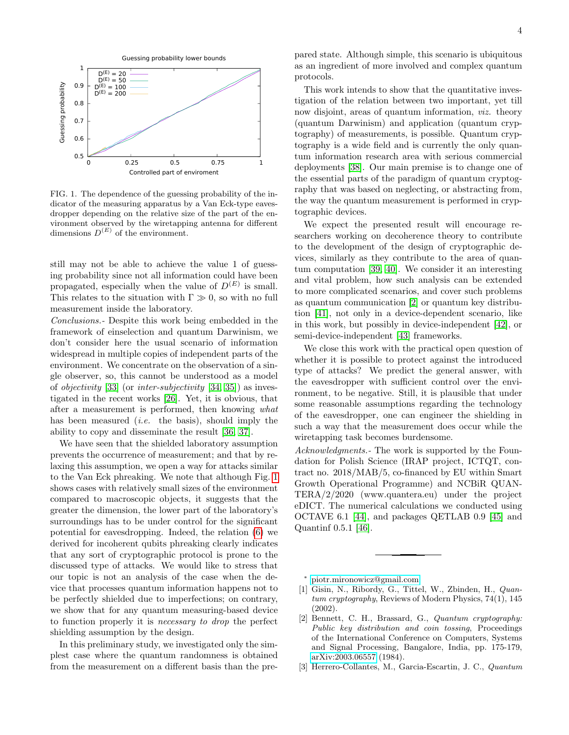FIG. 1. The dependence of the guessing probability of the indicator of the measuring apparatus by a Van Eck-type eavesdropper depending on the relative size of the part of the environment observed by the wiretapping antenna for different dimensions $D^{(E)}$ of the environment.

still may not be able to achieve the value 1 of guessing probability since not all information could have been propagated, especially when the value of $D^{(E)}$ is small. This relates to the situation with $\Gamma \gg 0$, so with no full measurement inside the laboratory.

*Conclusions.-* Despite this work being embedded in the framework of einselection and quantum Darwinism, we don't consider here the usual scenario of information widespread in multiple copies of independent parts of the environment. We concentrate on the observation of a single observer, so, this cannot be understood as a model of *objectivity* [33] (or *inter-subjectivity* [34, 35]) as investigated in the recent works [26]. Yet, it is obvious, that after a measurement is performed, then knowing *what* has been measured (*i.e.* the basis), should imply the ability to copy and disseminate the result [36, 37].

We have seen that the shielded laboratory assumption prevents the occurrence of measurement; and that by relaxing this assumption, we open a way for attacks similar to the Van Eck phreaking. We note that although Fig. 1 shows cases with relatively small sizes of the environment compared to macroscopic objects, it suggests that the greater the dimension, the lower part of the laboratory's surroundings has to be under control for the significant potential for eavesdropping. Indeed, the relation (6) we derived for incoherent qubits phreaking clearly indicates that any sort of cryptographic protocol is prone to the discussed type of attacks. We would like to stress that our topic is not an analysis of the case when the device that processes quantum information happens not to be perfectly shielded due to imperfections; on contrary, we show that for any quantum measuring-based device to function properly it is *necessary to drop* the perfect shielding assumption by the design.

In this preliminary study, we investigated only the simplest case where the quantum randomness is obtained from the measurement on a different basis than the prepared state. Although simple, this scenario is ubiquitous as an ingredient of more involved and complex quantum protocols.

This work intends to show that the quantitative investigation of the relation between two important, yet till now disjoint, areas of quantum information, *viz.* theory (quantum Darwinism) and application (quantum cryptography) of measurements, is possible. Quantum cryptography is a wide field and is currently the only quantum information research area with serious commercial deployments [38]. Our main premise is to change one of the essential parts of the paradigm of quantum cryptography that was based on neglecting, or abstracting from, the way the quantum measurement is performed in cryptographic devices.

We expect the presented result will encourage researchers working on decoherence theory to contribute to the development of the design of cryptographic devices, similarly as they contribute to the area of quantum computation [39, 40]. We consider it an interesting and vital problem, how such analysis can be extended to more complicated scenarios, and cover such problems as quantum communication [2] or quantum key distribution [41], not only in a device-dependent scenario, like in this work, but possibly in device-independent [42], or semi-device-independent [43] frameworks.

We close this work with the practical open question of whether it is possible to protect against the introduced type of attacks? We predict the general answer, with the eavesdropper with sufficient control over the environment, to be negative. Still, it is plausible that under some reasonable assumptions regarding the technology of the eavesdropper, one can engineer the shielding in such a way that the measurement does occur while the wiretapping task becomes burdensome.

*Acknowledgments.-* The work is supported by the Foundation for Polish Science (IRAP project, ICTQT, contract no. 2018/MAB/5, co-financed by EU within Smart Growth Operational Programme) and NCBiR QUANTERA/2/2020 (www.quantera.eu) under the project eDICT. The numerical calculations we conducted using OCTAVE 6.1 [44], and packages QETLAB 0.9 [45] and Quantinf 0.5.1 [46].

---

* piotr.mironowicz@gmail.com

[1] Gisin, N., Ribordy, G., Tittel, W., Zbinden, H., *Quantum cryptography*, Reviews of Modern Physics, 74(1), 145 (2002).

[2] Bennett, C. H., Brassard, G., *Quantum cryptography: Public key distribution and coin tossing*, Proceedings of the International Conference on Computers, Systems and Signal Processing, Bangalore, India, pp. 175-179, arXiv:2003.06557 (1984).

[3] Herrero-Collantes, M., Garcia-Escartin, J. C., *Quantum*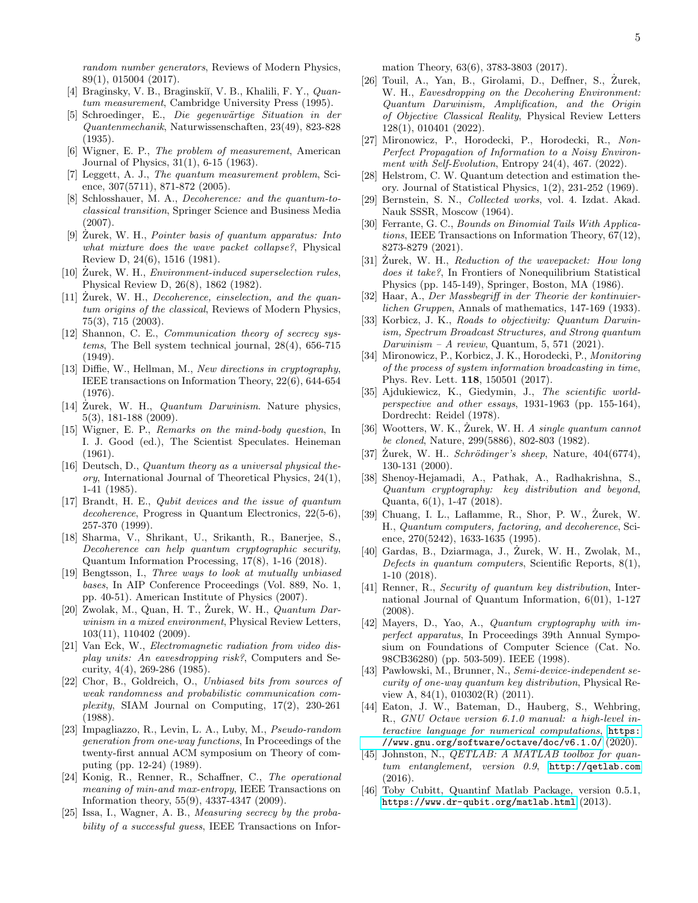*random number generators*, Reviews of Modern Physics, 89(1), 015004 (2017).

- [4] Braginsky, V. B., Braginskiĭ, V. B., Khalili, F. Y., *Quantum measurement*, Cambridge University Press (1995).
- [5] Schroedinger, E., *Die gegenwärtige Situation in der Quantenmechanik*, Naturwissenschaften, 23(49), 823-828 (1935).
- [6] Wigner, E. P., *The problem of measurement*, American Journal of Physics, 31(1), 6-15 (1963).
- [7] Leggett, A. J., *The quantum measurement problem*, Science, 307(5711), 871-872 (2005).
- [8] Schlosshauer, M. A., *Decoherence: and the quantum-to-classical transition*, Springer Science and Business Media (2007).
- [9] Żurek, W. H., *Pointer basis of quantum apparatus: Into what mixture does the wave packet collapse?*, Physical Review D, 24(6), 1516 (1981).
- [10] Żurek, W. H., *Environment-induced superselection rules*, Physical Review D, 26(8), 1862 (1982).
- [11] Żurek, W. H., *Decoherence, einselection, and the quantum origins of the classical*, Reviews of Modern Physics, 75(3), 715 (2003).
- [12] Shannon, C. E., *Communication theory of secrecy systems*, The Bell system technical journal, 28(4), 656-715 (1949).
- [13] Diffie, W., Hellman, M., *New directions in cryptography*, IEEE transactions on Information Theory, 22(6), 644-654 (1976).
- [14] Żurek, W. H., *Quantum Darwinism*. Nature physics, 5(3), 181-188 (2009).
- [15] Wigner, E. P., *Remarks on the mind-body question*, In I. J. Good (ed.), The Scientist Speculates. Heineman (1961).
- [16] Deutsch, D., *Quantum theory as a universal physical theory*, International Journal of Theoretical Physics, 24(1), 1-41 (1985).
- [17] Brandt, H. E., *Qubit devices and the issue of quantum decoherence*, Progress in Quantum Electronics, 22(5-6), 257-370 (1999).
- [18] Sharma, V., Shrikant, U., Srikanth, R., Banerjee, S., *Decoherence can help quantum cryptographic security*, Quantum Information Processing, 17(8), 1-16 (2018).
- [19] Bengtsson, I., *Three ways to look at mutually unbiased bases*, In AIP Conference Proceedings (Vol. 889, No. 1, pp. 40-51). American Institute of Physics (2007).
- [20] Zwolak, M., Quan, H. T., Żurek, W. H., *Quantum Darwinism in a mixed environment*, Physical Review Letters, 103(11), 110402 (2009).
- [21] Van Eck, W., *Electromagnetic radiation from video display units: An eavesdropping risk?*, Computers and Security, 4(4), 269-286 (1985).
- [22] Chor, B., Goldreich, O., *Unbiased bits from sources of weak randomness and probabilistic communication complexity*, SIAM Journal on Computing, 17(2), 230-261 (1988).
- [23] Impagliazzo, R., Levin, L. A., Luby, M., *Pseudo-random generation from one-way functions*, In Proceedings of the twenty-first annual ACM symposium on Theory of computing (pp. 12-24) (1989).
- [24] Konig, R., Renner, R., Schaffner, C., *The operational meaning of min-and max-entropy*, IEEE Transactions on Information theory, 55(9), 4337-4347 (2009).
- [25] Issa, I., Wagner, A. B., *Measuring secrecy by the probability of a successful guess*, IEEE Transactions on Information Theory, 63(6), 3783-3803 (2017).
- [26] Touil, A., Yan, B., Girolami, D., Deffner, S., Żurek, W. H., *Eavesdropping on the Decohering Environment: Quantum Darwinism, Amplification, and the Origin of Objective Classical Reality*, Physical Review Letters 128(1), 010401 (2022).
- [27] Mironowicz, P., Horodecki, P., Horodecki, R., *Non-Perfect Propagation of Information to a Noisy Environment with Self-Evolution*, Entropy 24(4), 467. (2022).
- [28] Helstrom, C. W. Quantum detection and estimation theory. Journal of Statistical Physics, 1(2), 231-252 (1969).
- [29] Bernstein, S. N., *Collected works*, vol. 4. Izdat. Akad. Nauk SSSR, Moscow (1964).
- [30] Ferrante, G. C., *Bounds on Binomial Tails With Applications*, IEEE Transactions on Information Theory, 67(12), 8273-8279 (2021).
- [31] Żurek, W. H., *Reduction of the wavepacket: How long does it take?*, In Frontiers of Nonequilibrium Statistical Physics (pp. 145-149), Springer, Boston, MA (1986).
- [32] Haar, A., *Der Massbegriff in der Theorie der kontinuierlichen Gruppen*, Annals of mathematics, 147-169 (1933).
- [33] Korbicz, J. K., *Roads to objectivity: Quantum Darwinism, Spectrum Broadcast Structures, and Strong quantum Darwinism – A review*, Quantum, 5, 571 (2021).
- [34] Mironowicz, P., Korbicz, J. K., Horodecki, P., *Monitoring of the process of system information broadcasting in time*, Phys. Rev. Lett. **118**, 150501 (2017).
- [35] Ajdukiewicz, K., Giedymin, J., *The scientific world-perspective and other essays*, 1931-1963 (pp. 155-164), Dordrecht: Reidel (1978).
- [36] Wootters, W. K., Żurek, W. H. *A single quantum cannot be cloned*, Nature, 299(5886), 802-803 (1982).
- [37] Żurek, W. H.. *Schrödinger's sheep*, Nature, 404(6774), 130-131 (2000).
- [38] Shenoy-Hejamadi, A., Pathak, A., Radhakrishna, S., *Quantum cryptography: key distribution and beyond*, Quanta, 6(1), 1-47 (2018).
- [39] Chuang, I. L., Laflamme, R., Shor, P. W., Żurek, W. H., *Quantum computers, factoring, and decoherence*, Science, 270(5242), 1633-1635 (1995).
- [40] Gardas, B., Dziarmaga, J., Żurek, W. H., Zwolak, M., *Defects in quantum computers*, Scientific Reports, 8(1), 1-10 (2018).
- [41] Renner, R., *Security of quantum key distribution*, International Journal of Quantum Information, 6(01), 1-127 (2008).
- [42] Mayers, D., Yao, A., *Quantum cryptography with imperfect apparatus*, In Proceedings 39th Annual Symposium on Foundations of Computer Science (Cat. No. 98CB36280) (pp. 503-509). IEEE (1998).
- [43] Pawłowski, M., Brunner, N., *Semi-device-independent security of one-way quantum key distribution*, Physical Review A, 84(1), 010302(R) (2011).
- [44] Eaton, J. W., Bateman, D., Hauberg, S., Wehbring, R., *GNU Octave version 6.1.0 manual: a high-level interactive language for numerical computations*, https://www.gnu.org/software/octave/doc/v6.1.0/ (2020).
- [45] Johnston, N., *QETLAB: A MATLAB toolbox for quantum entanglement, version 0.9*, http://qetlab.com (2016).
- [46] Toby Cubitt, Quantinf Matlab Package, version 0.5.1, https://www.dr-qubit.org/matlab.html (2013).